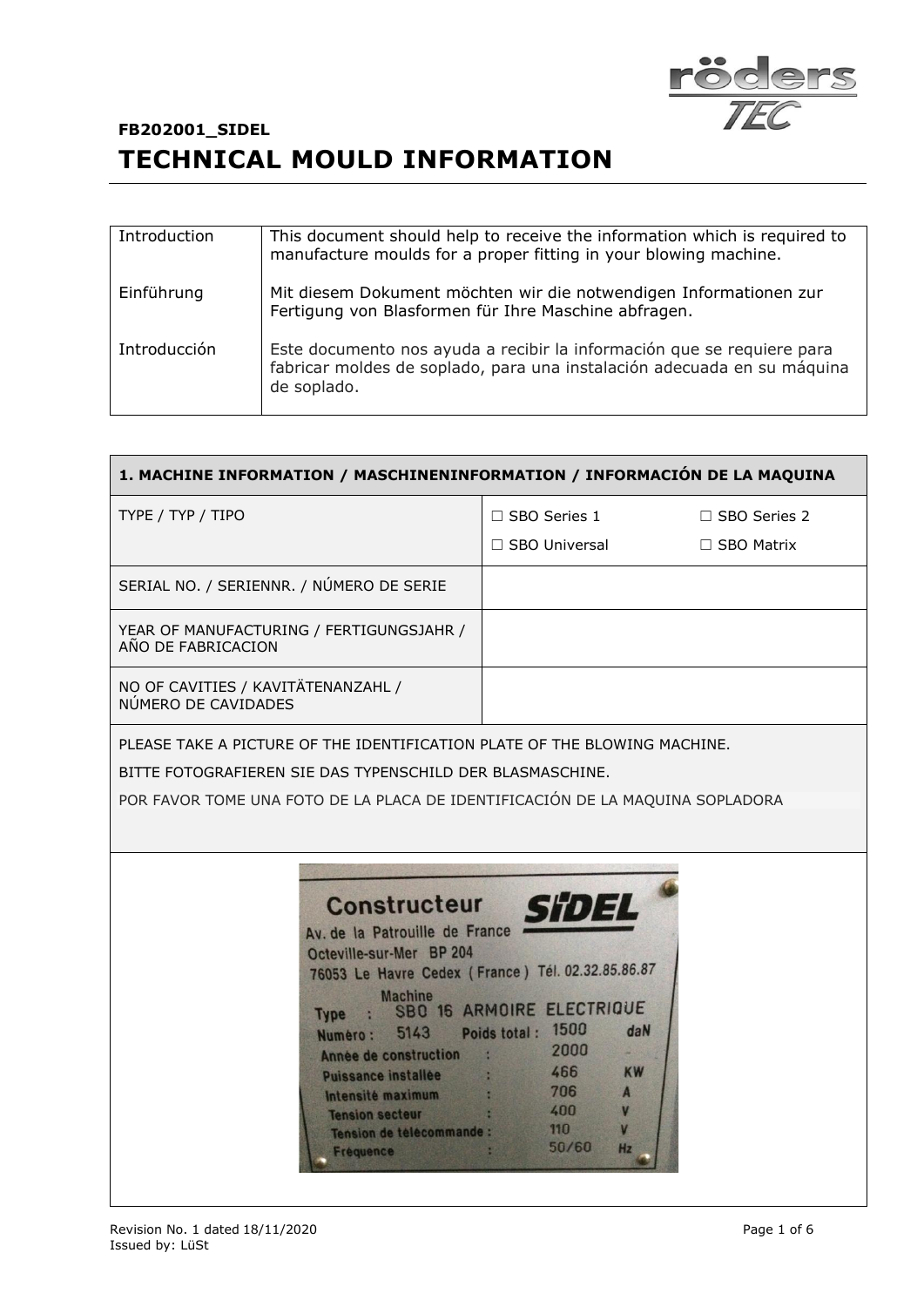**FB202001_SIDEL**

# TECHNICAL MOULD INFORMATION

| | |
|---|---|
| Introduction | This document should help to receive the information which is required to manufacture moulds for a proper fitting in your blowing machine. |
| Einführung | Mit diesem Dokument möchten wir die notwendigen Informationen zur Fertigung von Blasformen für Ihre Maschine abfragen. |
| Introducción | Este documento nos ayuda a recibir la información que se requiere para fabricar moldes de soplado, para una instalación adecuada en su máquina de soplado. |

| **1. MACHINE INFORMATION / MASCHINENINFORMATION / INFORMACIÓN DE LA MAQUINA** | | |
|---|---|---|
| TYPE / TYP / TIPO | ☐ SBO Series 1<br>☐ SBO Universal | ☐ SBO Series 2<br>☐ SBO Matrix |
| SERIAL NO. / SERIENNR. / NÚMERO DE SERIE | | |
| YEAR OF MANUFACTURING / FERTIGUNGSJAHR / AÑO DE FABRICACION | | |
| NO OF CAVITIES / KAVITÄTENANZAHL / NÚMERO DE CAVIDADES | | |

PLEASE TAKE A PICTURE OF THE IDENTIFICATION PLATE OF THE BLOWING MACHINE.

BITTE FOTOGRAFIEREN SIE DAS TYPENSCHILD DER BLASMASCHINE.

POR FAVOR TOME UNA FOTO DE LA PLACA DE IDENTIFICACIÓN DE LA MAQUINA SOPLADORA

Constructeur SIDEL
Av. de la Patrouille de France
Octeville-sur-Mer BP 204
76053 Le Havre Cedex (France) Tél. 02.32.85.86.87

| | | |
|---|---|---|
| Machine Type : | SBO 16 ARMOIRE ELECTRIQUE | |
| Numéro : | 5143 | Poids total : 1500 daN |
| Année de construction : | 2000 | |
| Puissance installée : | 466 | KW |
| Intensité maximum : | 706 | A |
| Tension secteur : | 400 | V |
| Tension de télécommande : | 110 | V |
| Fréquence : | 50/60 | Hz |

Revision No. 1 dated 18/11/2020
Issued by: LüSt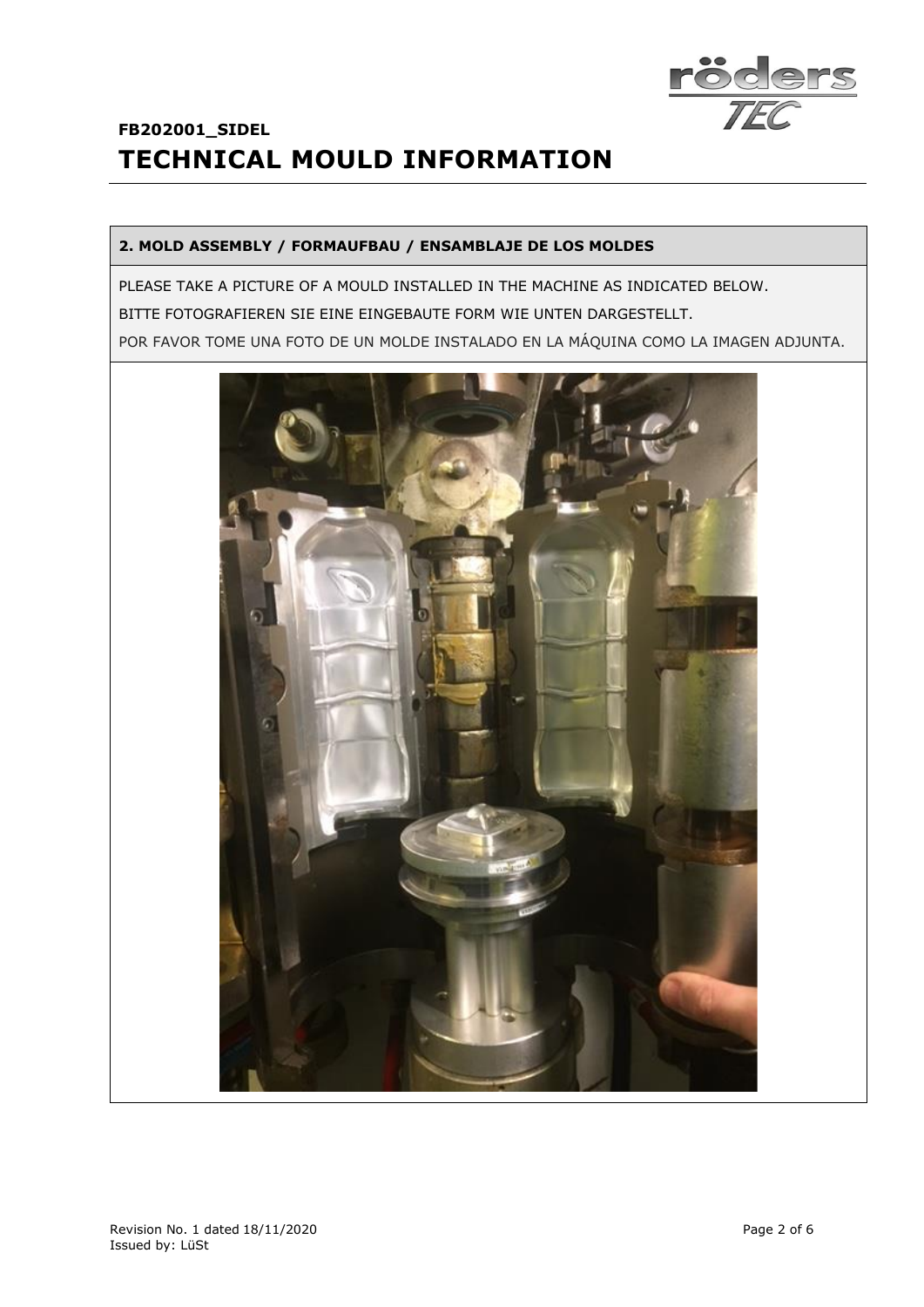## FB202001_SIDEL

# TECHNICAL MOULD INFORMATION

### 2. MOLD ASSEMBLY / FORMAUFBAU / ENSAMBLAJE DE LOS MOLDES

PLEASE TAKE A PICTURE OF A MOULD INSTALLED IN THE MACHINE AS INDICATED BELOW.

BITTE FOTOGRAFIEREN SIE EINE EINGEBAUTE FORM WIE UNTEN DARGESTELLT.

POR FAVOR TOME UNA FOTO DE UN MOLDE INSTALADO EN LA MÁQUINA COMO LA IMAGEN ADJUNTA.

Revision No. 1 dated 18/11/2020

Issued by: LüSt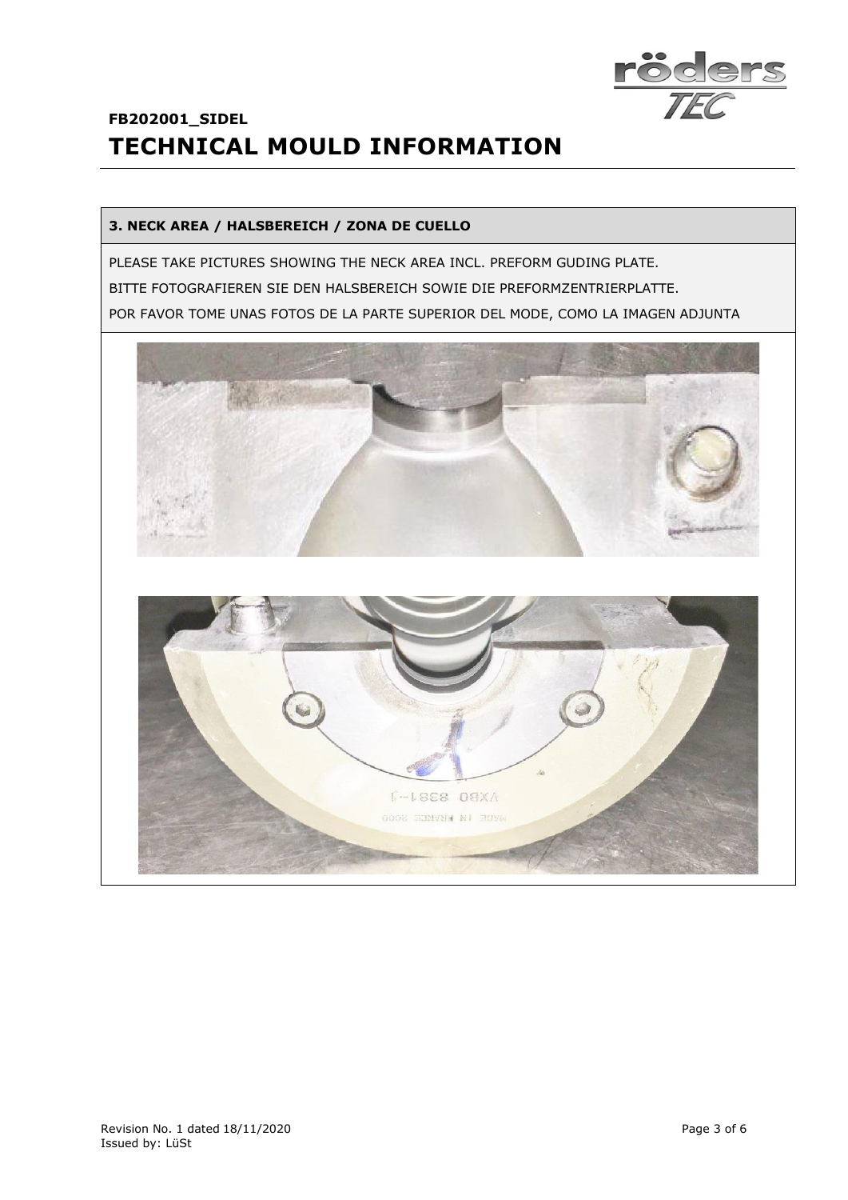# FB202001_SIDEL

# TECHNICAL MOULD INFORMATION

**3. NECK AREA / HALSBEREICH / ZONA DE CUELLO**

PLEASE TAKE PICTURES SHOWING THE NECK AREA INCL. PREFORM GUDING PLATE.

BITTE FOTOGRAFIEREN SIE DEN HALSBEREICH SOWIE DIE PREFORMZENTRIERPLATTE.

POR FAVOR TOME UNAS FOTOS DE LA PARTE SUPERIOR DEL MODE, COMO LA IMAGEN ADJUNTA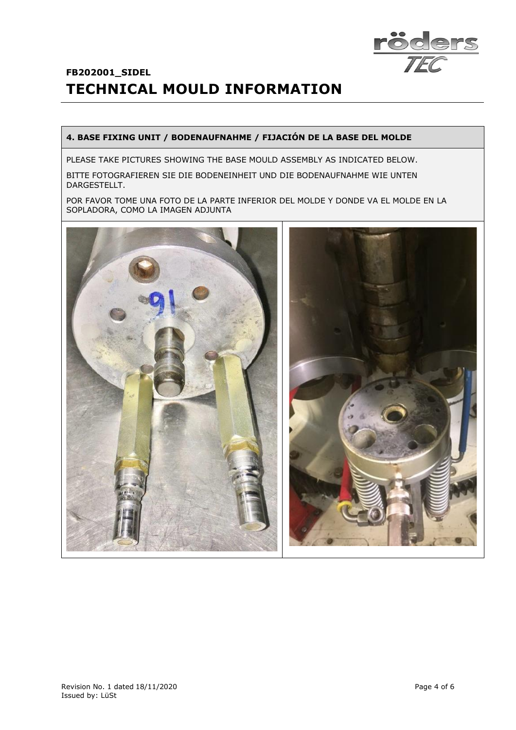**FB202001_SIDEL**

# TECHNICAL MOULD INFORMATION

## 4. BASE FIXING UNIT / BODENAUFNAHME / FIJACIÓN DE LA BASE DEL MOLDE

PLEASE TAKE PICTURES SHOWING THE BASE MOULD ASSEMBLY AS INDICATED BELOW.

BITTE FOTOGRAFIEREN SIE DIE BODENEINHEIT UND DIE BODENAUFNAHME WIE UNTEN DARGESTELLT.

POR FAVOR TOME UNA FOTO DE LA PARTE INFERIOR DEL MOLDE Y DONDE VA EL MOLDE EN LA SOPLADORA, COMO LA IMAGEN ADJUNTA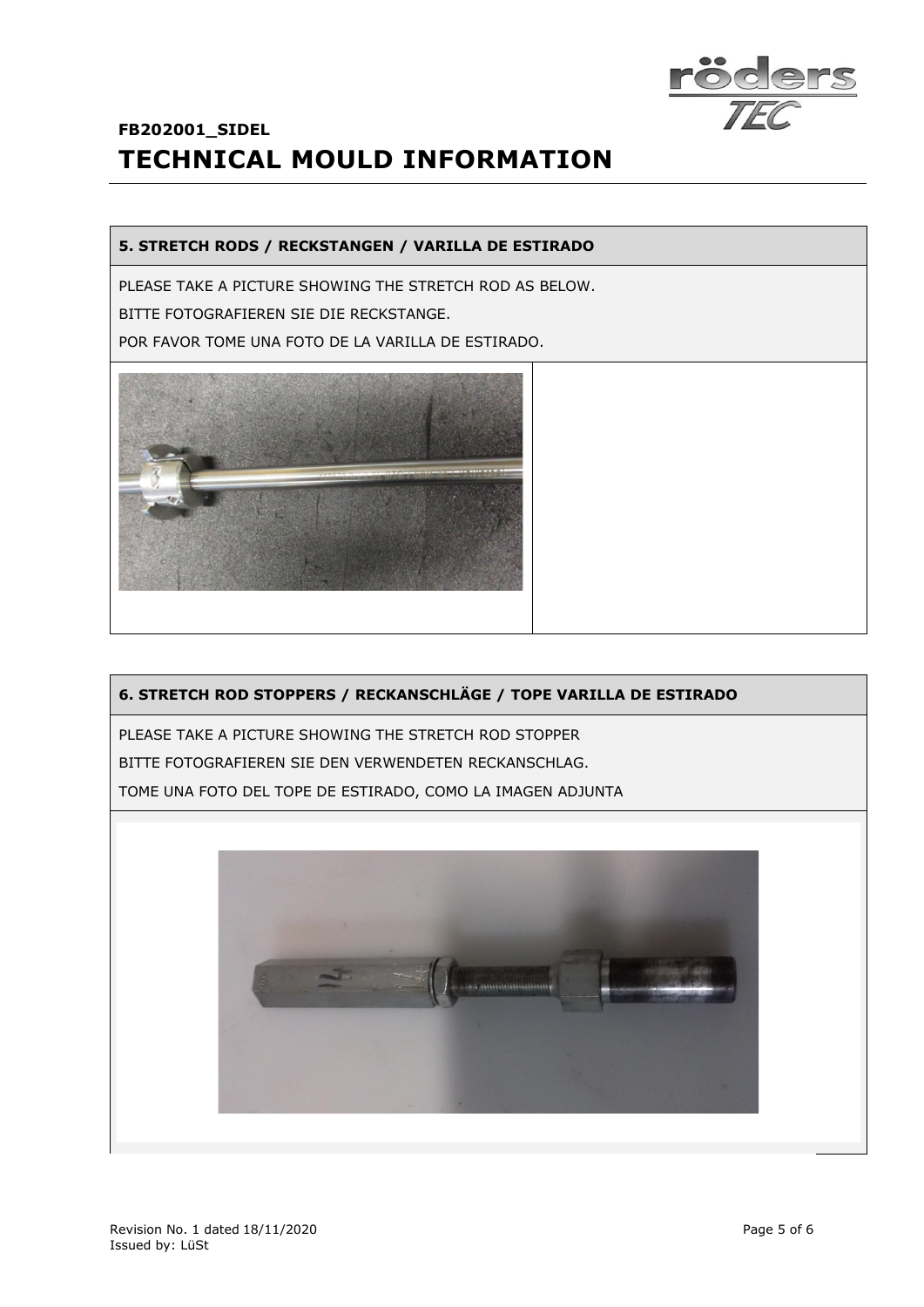## 5. STRETCH RODS / RECKSTANGEN / VARILLA DE ESTIRADO

PLEASE TAKE A PICTURE SHOWING THE STRETCH ROD AS BELOW.

BITTE FOTOGRAFIEREN SIE DIE RECKSTANGE.

POR FAVOR TOME UNA FOTO DE LA VARILLA DE ESTIRADO.

## 6. STRETCH ROD STOPPERS / RECKANSCHLÄGE / TOPE VARILLA DE ESTIRADO

PLEASE TAKE A PICTURE SHOWING THE STRETCH ROD STOPPER

BITTE FOTOGRAFIEREN SIE DEN VERWENDETEN RECKANSCHLAG.

TOME UNA FOTO DEL TOPE DE ESTIRADO, COMO LA IMAGEN ADJUNTA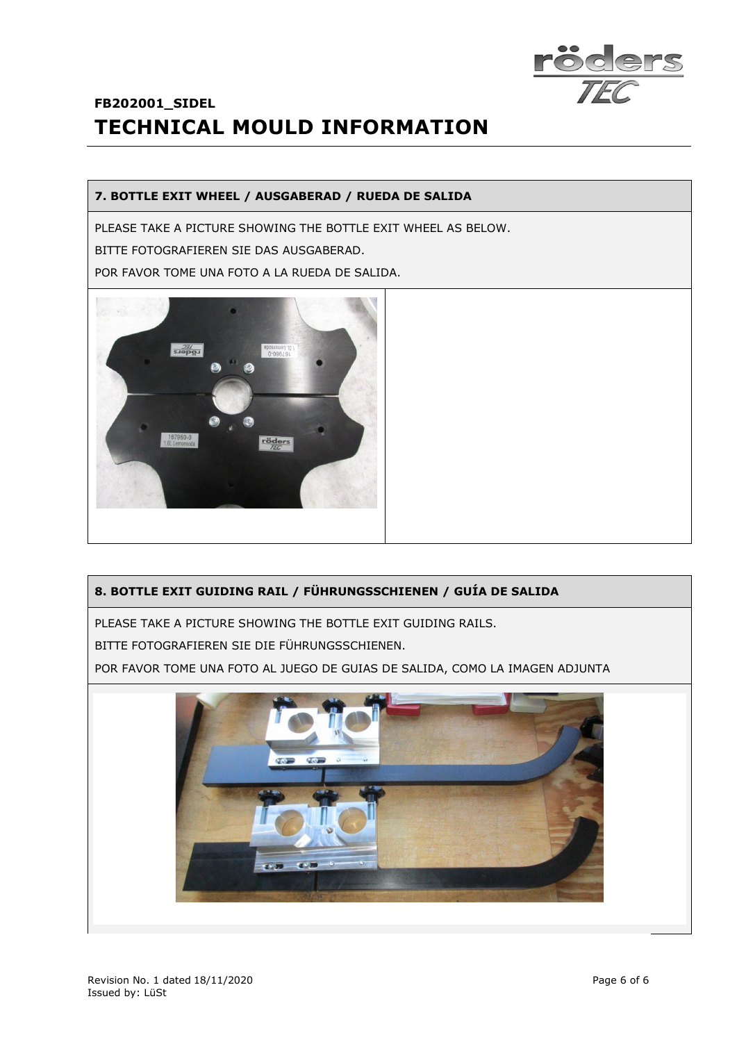## FB202001_SIDEL

# TECHNICAL MOULD INFORMATION

### 7. BOTTLE EXIT WHEEL / AUSGABERAD / RUEDA DE SALIDA

PLEASE TAKE A PICTURE SHOWING THE BOTTLE EXIT WHEEL AS BELOW.

BITTE FOTOGRAFIEREN SIE DAS AUSGABERAD.

POR FAVOR TOME UNA FOTO A LA RUEDA DE SALIDA.

### 8. BOTTLE EXIT GUIDING RAIL / FÜHRUNGSSCHIENEN / GUÍA DE SALIDA

PLEASE TAKE A PICTURE SHOWING THE BOTTLE EXIT GUIDING RAILS.

BITTE FOTOGRAFIEREN SIE DIE FÜHRUNGSSCHIENEN.

POR FAVOR TOME UNA FOTO AL JUEGO DE GUIAS DE SALIDA, COMO LA IMAGEN ADJUNTA

Revision No. 1 dated 18/11/2020

Issued by: LüSt